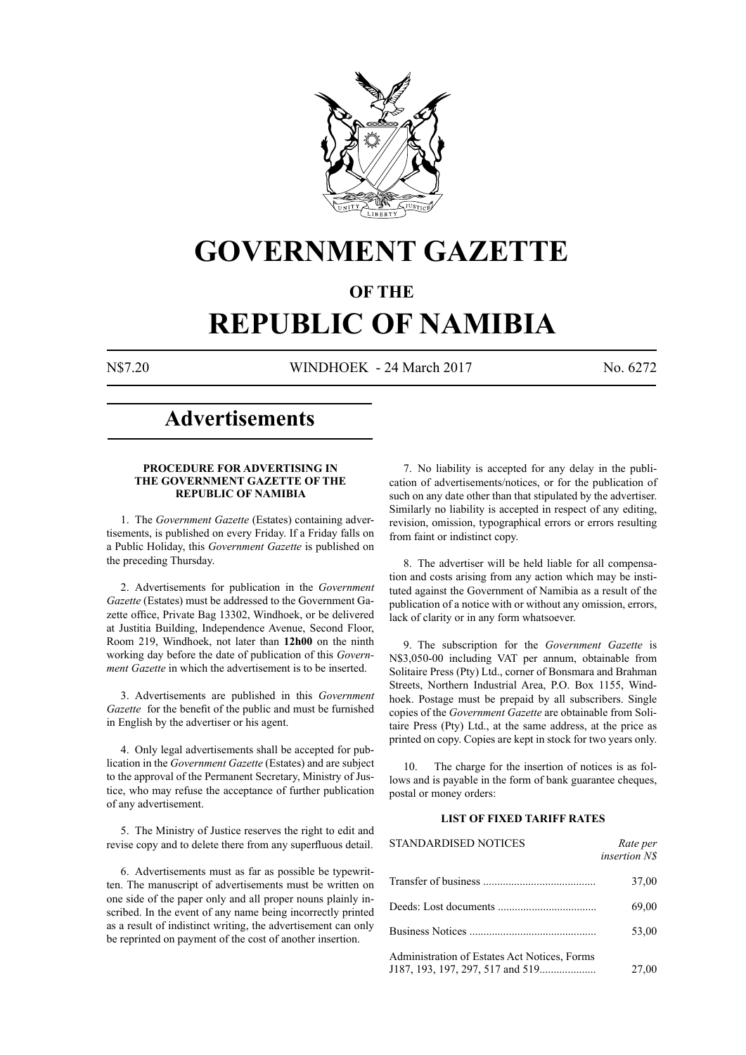# GOVERNMENT GAZETTE

## OF THE

# REPUBLIC OF NAMIBIA

N$7.20 WINDHOEK - 24 March 2017 No. 6272

## Advertisements

### PROCEDURE FOR ADVERTISING IN THE GOVERNMENT GAZETTE OF THE REPUBLIC OF NAMIBIA

1. The *Government Gazette* (Estates) containing advertisements, is published on every Friday. If a Friday falls on a Public Holiday, this *Government Gazette* is published on the preceding Thursday.

2. Advertisements for publication in the *Government Gazette* (Estates) must be addressed to the Government Gazette office, Private Bag 13302, Windhoek, or be delivered at Justitia Building, Independence Avenue, Second Floor, Room 219, Windhoek, not later than **12h00** on the ninth working day before the date of publication of this *Government Gazette* in which the advertisement is to be inserted.

3. Advertisements are published in this *Government Gazette* for the benefit of the public and must be furnished in English by the advertiser or his agent.

4. Only legal advertisements shall be accepted for publication in the *Government Gazette* (Estates) and are subject to the approval of the Permanent Secretary, Ministry of Justice, who may refuse the acceptance of further publication of any advertisement.

5. The Ministry of Justice reserves the right to edit and revise copy and to delete there from any superfluous detail.

6. Advertisements must as far as possible be typewritten. The manuscript of advertisements must be written on one side of the paper only and all proper nouns plainly inscribed. In the event of any name being incorrectly printed as a result of indistinct writing, the advertisement can only be reprinted on payment of the cost of another insertion.

7. No liability is accepted for any delay in the publication of advertisements/notices, or for the publication of such on any date other than that stipulated by the advertiser. Similarly no liability is accepted in respect of any editing, revision, omission, typographical errors or errors resulting from faint or indistinct copy.

8. The advertiser will be held liable for all compensation and costs arising from any action which may be instituted against the Government of Namibia as a result of the publication of a notice with or without any omission, errors, lack of clarity or in any form whatsoever.

9. The subscription for the *Government Gazette* is N$3,050-00 including VAT per annum, obtainable from Solitaire Press (Pty) Ltd., corner of Bonsmara and Brahman Streets, Northern Industrial Area, P.O. Box 1155, Windhoek. Postage must be prepaid by all subscribers. Single copies of the *Government Gazette* are obtainable from Solitaire Press (Pty) Ltd., at the same address, at the price as printed on copy. Copies are kept in stock for two years only.

10. The charge for the insertion of notices is as follows and is payable in the form of bank guarantee cheques, postal or money orders:

### LIST OF FIXED TARIFF RATES

| STANDARDISED NOTICES | *Rate per insertion N$* |
|---|---|
| Transfer of business | 37,00 |
| Deeds: Lost documents | 69,00 |
| Business Notices | 53,00 |
| Administration of Estates Act Notices, Forms J187, 193, 197, 297, 517 and 519 | 27,00 |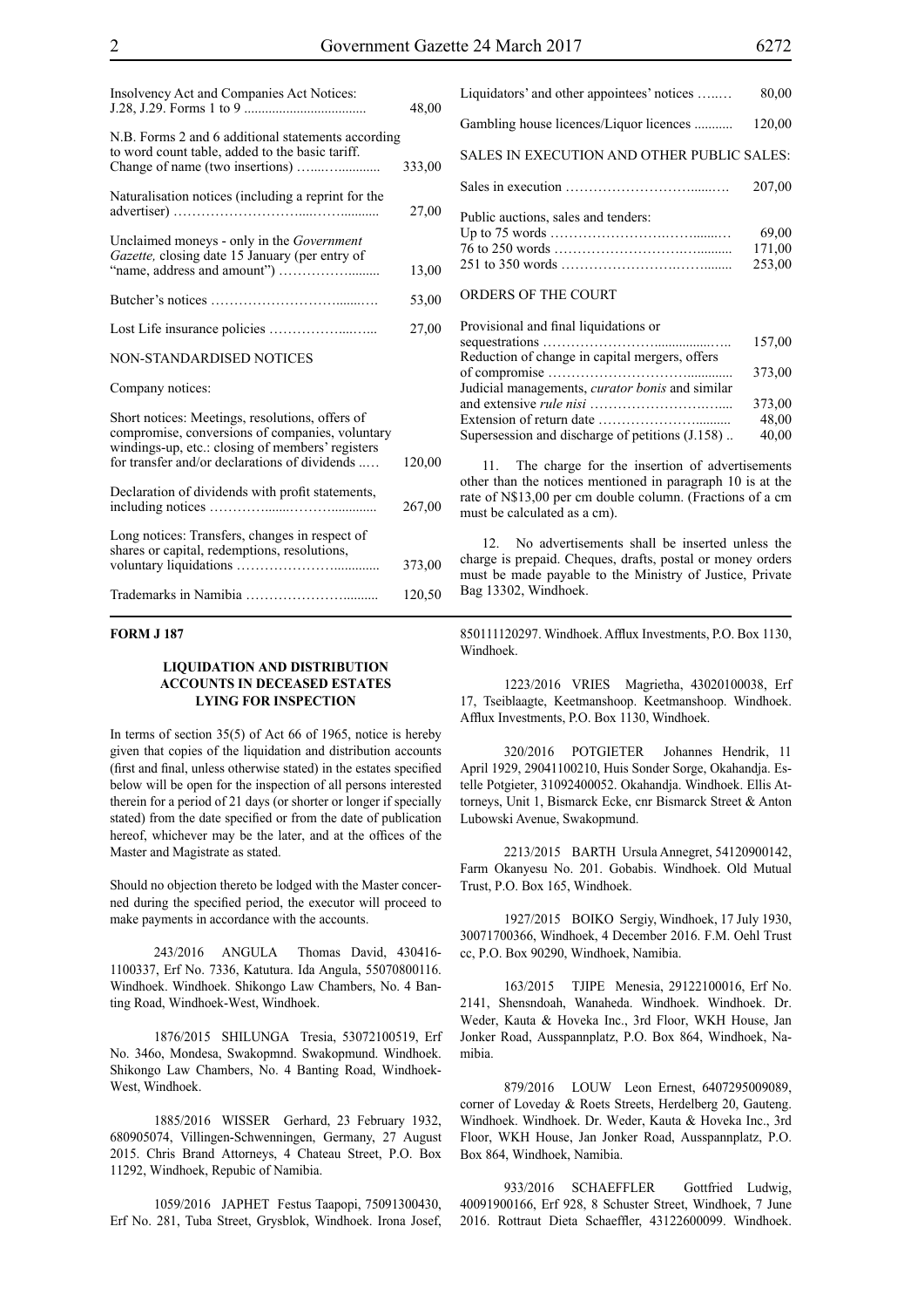| | |
|---|---|
| Insolvency Act and Companies Act Notices: J.28, J.29. Forms 1 to 9 | 48,00 |
| N.B. Forms 2 and 6 additional statements according to word count table, added to the basic tariff. Change of name (two insertions) | 333,00 |
| Naturalisation notices (including a reprint for the advertiser) | 27,00 |
| Unclaimed moneys - only in the *Government Gazette,* closing date 15 January (per entry of "name, address and amount") | 13,00 |
| Butcher's notices | 53,00 |
| Lost Life insurance policies | 27,00 |

NON-STANDARDISED NOTICES

Company notices:

| | |
|---|---|
| Short notices: Meetings, resolutions, offers of compromise, conversions of companies, voluntary windings-up, etc.: closing of members' registers for transfer and/or declarations of dividends | 120,00 |
| Declaration of dividends with profit statements, including notices | 267,00 |
| Long notices: Transfers, changes in respect of shares or capital, redemptions, resolutions, voluntary liquidations | 373,00 |
| Trademarks in Namibia | 120,50 |
| Liquidators' and other appointees' notices | 80,00 |
| Gambling house licences/Liquor licences | 120,00 |

SALES IN EXECUTION AND OTHER PUBLIC SALES:

| | |
|---|---|
| Sales in execution | 207,00 |
| Public auctions, sales and tenders: | |
| Up to 75 words | 69,00 |
| 76 to 250 words | 171,00 |
| 251 to 350 words | 253,00 |

ORDERS OF THE COURT

| | |
|---|---|
| Provisional and final liquidations or sequestrations | 157,00 |
| Reduction of change in capital mergers, offers of compromise | 373,00 |
| Judicial managements, *curator bonis* and similar and extensive *rule nisi* | 373,00 |
| Extension of return date | 48,00 |
| Supersession and discharge of petitions (J.158) | 40,00 |

11. The charge for the insertion of advertisements other than the notices mentioned in paragraph 10 is at the rate of N$13,00 per cm double column. (Fractions of a cm must be calculated as a cm).

12. No advertisements shall be inserted unless the charge is prepaid. Cheques, drafts, postal or money orders must be made payable to the Ministry of Justice, Private Bag 13302, Windhoek.

**FORM J 187**

**LIQUIDATION AND DISTRIBUTION ACCOUNTS IN DECEASED ESTATES LYING FOR INSPECTION**

In terms of section 35(5) of Act 66 of 1965, notice is hereby given that copies of the liquidation and distribution accounts (first and final, unless otherwise stated) in the estates specified below will be open for the inspection of all persons interested therein for a period of 21 days (or shorter or longer if specially stated) from the date specified or from the date of publication hereof, whichever may be the later, and at the offices of the Master and Magistrate as stated.

Should no objection thereto be lodged with the Master concerned during the specified period, the executor will proceed to make payments in accordance with the accounts.

243/2016 ANGULA Thomas David, 430416-1100337, Erf No. 7336, Katutura. Ida Angula, 55070800116. Windhoek. Windhoek. Shikongo Law Chambers, No. 4 Banting Road, Windhoek-West, Windhoek.

1876/2015 SHILUNGA Tresia, 53072100519, Erf No. 346o, Mondesa, Swakopmnd. Swakopmund. Windhoek. Shikongo Law Chambers, No. 4 Banting Road, Windhoek-West, Windhoek.

1885/2016 WISSER Gerhard, 23 February 1932, 680905074, Villingen-Schwenningen, Germany, 27 August 2015. Chris Brand Attorneys, 4 Chateau Street, P.O. Box 11292, Windhoek, Repubic of Namibia.

1059/2016 JAPHET Festus Taapopi, 75091300430, Erf No. 281, Tuba Street, Grysblok, Windhoek. Irona Josef, 850111120297. Windhoek. Afflux Investments, P.O. Box 1130, Windhoek.

1223/2016 VRIES Magrietha, 43020100038, Erf 17, Tseiblaagte, Keetmanshoop. Keetmanshoop. Windhoek. Afflux Investments, P.O. Box 1130, Windhoek.

320/2016 POTGIETER Johannes Hendrik, 11 April 1929, 29041100210, Huis Sonder Sorge, Okahandja. Estelle Potgieter, 31092400052. Okahandja. Windhoek. Ellis Attorneys, Unit 1, Bismarck Ecke, cnr Bismarck Street & Anton Lubowski Avenue, Swakopmund.

2213/2015 BARTH Ursula Annegret, 54120900142, Farm Okanyesu No. 201. Gobabis. Windhoek. Old Mutual Trust, P.O. Box 165, Windhoek.

1927/2015 BOIKO Sergiy, Windhoek, 17 July 1930, 30071700366, Windhoek, 4 December 2016. F.M. Oehl Trust cc, P.O. Box 90290, Windhoek, Namibia.

163/2015 TJIPE Menesia, 29122100016, Erf No. 2141, Shensndoah, Wanaheda. Windhoek. Windhoek. Dr. Weder, Kauta & Hoveka Inc., 3rd Floor, WKH House, Jan Jonker Road, Ausspannplatz, P.O. Box 864, Windhoek, Namibia.

879/2016 LOUW Leon Ernest, 6407295009089, corner of Loveday & Roets Streets, Herdelberg 20, Gauteng. Windhoek. Windhoek. Dr. Weder, Kauta & Hoveka Inc., 3rd Floor, WKH House, Jan Jonker Road, Ausspannplatz, P.O. Box 864, Windhoek, Namibia.

933/2016 SCHAEFFLER Gottfried Ludwig, 40091900166, Erf 928, 8 Schuster Street, Windhoek, 7 June 2016. Rottraut Dieta Schaeffler, 43122600099. Windhoek.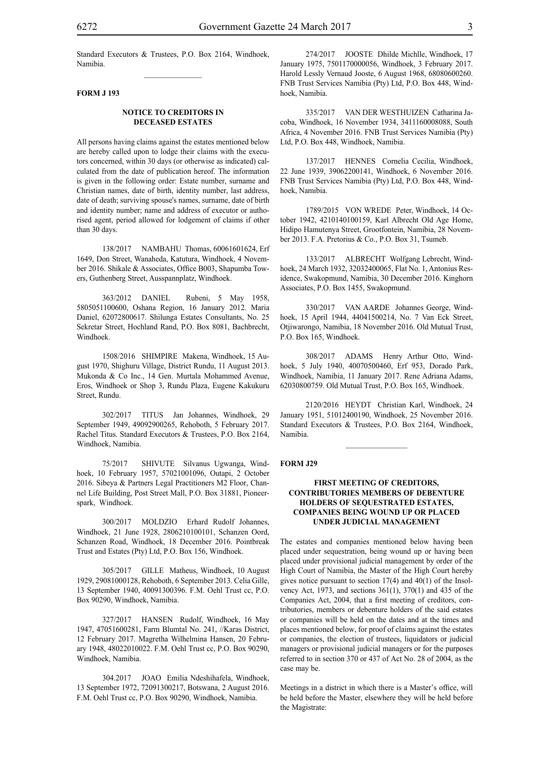Standard Executors & Trustees, P.O. Box 2164, Windhoek, Namibia.

---

**FORM J 193**

**NOTICE TO CREDITORS IN DECEASED ESTATES**

All persons having claims against the estates mentioned below are hereby called upon to lodge their claims with the executors concerned, within 30 days (or otherwise as indicated) calculated from the date of publication hereof. The information is given in the following order: Estate number, surname and Christian names, date of birth, identity number, last address, date of death; surviving spouse's names, surname, date of birth and identity number; name and address of executor or authorised agent, period allowed for lodgement of claims if other than 30 days.

138/2017 NAMBAHU Thomas, 60061601624, Erf 1649, Don Street, Wanaheda, Katutura, Windhoek, 4 November 2016. Shikale & Associates, Office B003, Shapumba Towers, Guthenberg Street, Ausspannplatz, Windhoek.

363/2012 DANIEL Rubeni, 5 May 1958, 5805051100600, Oshana Region, 16 January 2012. Maria Daniel, 62072800617. Shilunga Estates Consultants, No. 25 Sekretar Street, Hochland Rand, P.O. Box 8081, Bachbrecht, Windhoek.

1508/2016 SHIMPIRE Makena, Windhoek, 15 August 1970, Shighuru Village, District Rundu, 11 August 2013. Mukonda & Co Inc., 14 Gen. Murtala Mohammed Avenue, Eros, Windhoek or Shop 3, Rundu Plaza, Eugene Kakukuru Street, Rundu.

302/2017 TITUS Jan Johannes, Windhoek, 29 September 1949, 49092900265, Rehoboth, 5 February 2017. Rachel Titus. Standard Executors & Trustees, P.O. Box 2164, Windhoek, Namibia.

75/2017 SHIVUTE Silvanus Ugwanga, Windhoek, 10 February 1957, 57021001096, Outapi, 2 October 2016. Sibeya & Partners Legal Practitioners M2 Floor, Channel Life Building, Post Street Mall, P.O. Box 31881, Pioneerspark, Windhoek.

300/2017 MOLDZIO Erhard Rudolf Johannes, Windhoek, 21 June 1928, 2806210100101, Schanzen Oord, Schanzen Road, Windhoek, 18 December 2016. Pointbreak Trust and Estates (Pty) Ltd, P.O. Box 156, Windhoek.

305/2017 GILLE Matheus, Windhoek, 10 August 1929, 29081000128, Rehoboth, 6 September 2013. Celia Gille, 13 September 1940, 40091300396. F.M. Oehl Trust cc, P.O. Box 90290, Windhoek, Namibia.

327/2017 HANSEN Rudolf, Windhoek, 16 May 1947, 47051600281, Farm Blumtal No. 241, //Karas District, 12 February 2017. Magretha Wilhelmina Hansen, 20 February 1948, 48022010022. F.M. Oehl Trust cc, P.O. Box 90290, Windhoek, Namibia.

304.2017 JOAO Emilia Ndeshihafela, Windhoek, 13 September 1972, 72091300217, Botswana, 2 August 2016. F.M. Oehl Trust cc, P.O. Box 90290, Windhoek, Namibia.

274/2017 JOOSTE Dhilde Michlle, Windhoek, 17 January 1975, 7501170000056, Windhoek, 3 February 2017. Harold Lessly Vernaud Jooste, 6 August 1968, 68080600260. FNB Trust Services Namibia (Pty) Ltd, P.O. Box 448, Windhoek, Namibia.

335/2017 VAN DER WESTHUIZEN Catharina Jacoba, Windhoek, 16 November 1934, 3411160008088, South Africa, 4 November 2016. FNB Trust Services Namibia (Pty) Ltd, P.O. Box 448, Windhoek, Namibia.

137/2017 HENNES Cornelia Cecilia, Windhoek, 22 June 1939, 39062200141, Windhoek, 6 November 2016. FNB Trust Services Namibia (Pty) Ltd, P.O. Box 448, Windhoek, Namibia.

1789/2015 VON WREDE Peter, Windhoek, 14 October 1942, 4210140100159, Karl Albrecht Old Age Home, Hidipo Hamutenya Street, Grootfontein, Namibia, 28 November 2013. F.A. Pretorius & Co., P.O. Box 31, Tsumeb.

133/2017 ALBRECHT Wolfgang Lebrecht, Windhoek, 24 March 1932, 32032400065, Flat No. 1, Antonius Residence, Swakopmund, Namibia, 30 December 2016. Kinghorn Associates, P.O. Box 1455, Swakopmund.

330/2017 VAN AARDE Johannes George, Windhoek, 15 April 1944, 44041500214, No. 7 Van Eck Street, Otjiwarongo, Namibia, 18 November 2016. Old Mutual Trust, P.O. Box 165, Windhoek.

308/2017 ADAMS Henry Arthur Otto, Windhoek, 5 July 1940, 40070500460, Erf 953, Dorado Park, Windhoek, Namibia, 11 January 2017. Rene Adriana Adams, 62030800759. Old Mutual Trust, P.O. Box 165, Windhoek.

2120/2016 HEYDT Christian Karl, Windhoek, 24 January 1951, 51012400190, Windhoek, 25 November 2016. Standard Executors & Trustees, P.O. Box 2164, Windhoek, Namibia.

---

**FORM J29**

**FIRST MEETING OF CREDITORS, CONTRIBUTORIES MEMBERS OF DEBENTURE HOLDERS OF SEQUESTRATED ESTATES, COMPANIES BEING WOUND UP OR PLACED UNDER JUDICIAL MANAGEMENT**

The estates and companies mentioned below having been placed under sequestration, being wound up or having been placed under provisional judicial management by order of the High Court of Namibia, the Master of the High Court hereby gives notice pursuant to section 17(4) and 40(1) of the Insolvency Act, 1973, and sections 361(1), 370(1) and 435 of the Companies Act, 2004, that a first meeting of creditors, contributories, members or debenture holders of the said estates or companies will be held on the dates and at the times and places mentioned below, for proof of claims against the estates or companies, the election of trustees, liquidators or judicial managers or provisional judicial managers or for the purposes referred to in section 370 or 437 of Act No. 28 of 2004, as the case may be.

Meetings in a district in which there is a Master's office, will be held before the Master, elsewhere they will be held before the Magistrate: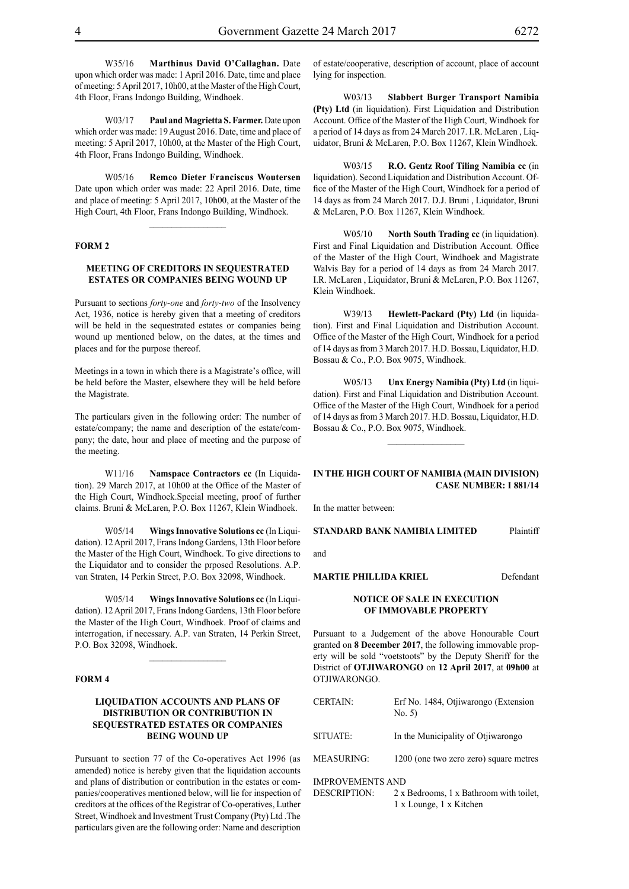W35/16 **Marthinus David O'Callaghan.** Date upon which order was made: 1 April 2016. Date, time and place of meeting: 5 April 2017, 10h00, at the Master of the High Court, 4th Floor, Frans Indongo Building, Windhoek.

W03/17 **Paul and Magrietta S. Farmer.** Date upon which order was made: 19 August 2016. Date, time and place of meeting: 5 April 2017, 10h00, at the Master of the High Court, 4th Floor, Frans Indongo Building, Windhoek.

W05/16 **Remco Dieter Franciscus Woutersen** Date upon which order was made: 22 April 2016. Date, time and place of meeting: 5 April 2017, 10h00, at the Master of the High Court, 4th Floor, Frans Indongo Building, Windhoek.

---

**FORM 2**

**MEETING OF CREDITORS IN SEQUESTRATED ESTATES OR COMPANIES BEING WOUND UP**

Pursuant to sections *forty-one* and *forty-two* of the Insolvency Act, 1936, notice is hereby given that a meeting of creditors will be held in the sequestrated estates or companies being wound up mentioned below, on the dates, at the times and places and for the purpose thereof.

Meetings in a town in which there is a Magistrate's office, will be held before the Master, elsewhere they will be held before the Magistrate.

The particulars given in the following order: The number of estate/company; the name and description of the estate/company; the date, hour and place of meeting and the purpose of the meeting.

W11/16 **Namspace Contractors cc** (In Liquidation). 29 March 2017, at 10h00 at the Office of the Master of the High Court, Windhoek.Special meeting, proof of further claims. Bruni & McLaren, P.O. Box 11267, Klein Windhoek.

W05/14 **Wings Innovative Solutions cc** (In Liquidation). 12 April 2017, Frans Indong Gardens, 13th Floor before the Master of the High Court, Windhoek. To give directions to the Liquidator and to consider the prposed Resolutions. A.P. van Straten, 14 Perkin Street, P.O. Box 32098, Windhoek.

W05/14 **Wings Innovative Solutions cc** (In Liquidation). 12 April 2017, Frans Indong Gardens, 13th Floor before the Master of the High Court, Windhoek. Proof of claims and interrogation, if necessary. A.P. van Straten, 14 Perkin Street, P.O. Box 32098, Windhoek.

---

**FORM 4**

**LIQUIDATION ACCOUNTS AND PLANS OF DISTRIBUTION OR CONTRIBUTION IN SEQUESTRATED ESTATES OR COMPANIES BEING WOUND UP**

Pursuant to section 77 of the Co-operatives Act 1996 (as amended) notice is hereby given that the liquidation accounts and plans of distribution or contribution in the estates or companies/cooperatives mentioned below, will lie for inspection of creditors at the offices of the Registrar of Co-operatives, Luther Street, Windhoek and Investment Trust Company (Pty) Ltd .The particulars given are the following order: Name and description of estate/cooperative, description of account, place of account lying for inspection.

W03/13 **Slabbert Burger Transport Namibia (Pty) Ltd** (in liquidation). First Liquidation and Distribution Account. Office of the Master of the High Court, Windhoek for a period of 14 days as from 24 March 2017. I.R. McLaren , Liquidator, Bruni & McLaren, P.O. Box 11267, Klein Windhoek.

W03/15 **R.O. Gentz Roof Tiling Namibia cc** (in liquidation). Second Liquidation and Distribution Account. Office of the Master of the High Court, Windhoek for a period of 14 days as from 24 March 2017. D.J. Bruni , Liquidator, Bruni & McLaren, P.O. Box 11267, Klein Windhoek.

W05/10 **North South Trading cc** (in liquidation). First and Final Liquidation and Distribution Account. Office of the Master of the High Court, Windhoek and Magistrate Walvis Bay for a period of 14 days as from 24 March 2017. I.R. McLaren , Liquidator, Bruni & McLaren, P.O. Box 11267, Klein Windhoek.

W39/13 **Hewlett-Packard (Pty) Ltd** (in liquidation). First and Final Liquidation and Distribution Account. Office of the Master of the High Court, Windhoek for a period of 14 days as from 3 March 2017. H.D. Bossau, Liquidator, H.D. Bossau & Co., P.O. Box 9075, Windhoek.

W05/13 **Unx Energy Namibia (Pty) Ltd** (in liquidation). First and Final Liquidation and Distribution Account. Office of the Master of the High Court, Windhoek for a period of 14 days as from 3 March 2017. H.D. Bossau, Liquidator, H.D. Bossau & Co., P.O. Box 9075, Windhoek.

---

**IN THE HIGH COURT OF NAMIBIA (MAIN DIVISION)**
**CASE NUMBER: I 881/14**

In the matter between:

**STANDARD BANK NAMIBIA LIMITED** Plaintiff

and

**MARTIE PHILLIDA KRIEL** Defendant

**NOTICE OF SALE IN EXECUTION OF IMMOVABLE PROPERTY**

Pursuant to a Judgement of the above Honourable Court granted on **8 December 2017**, the following immovable property will be sold "voetstoots" by the Deputy Sheriff for the District of **OTJIWARONGO** on **12 April 2017**, at **09h00** at OTJIWARONGO.

| | |
|---|---|
| CERTAIN: | Erf No. 1484, Otjiwarongo (Extension No. 5) |
| SITUATE: | In the Municipality of Otjiwarongo |
| MEASURING: | 1200 (one two zero zero) square metres |
| IMPROVEMENTS AND DESCRIPTION: | 2 x Bedrooms, 1 x Bathroom with toilet, 1 x Lounge, 1 x Kitchen |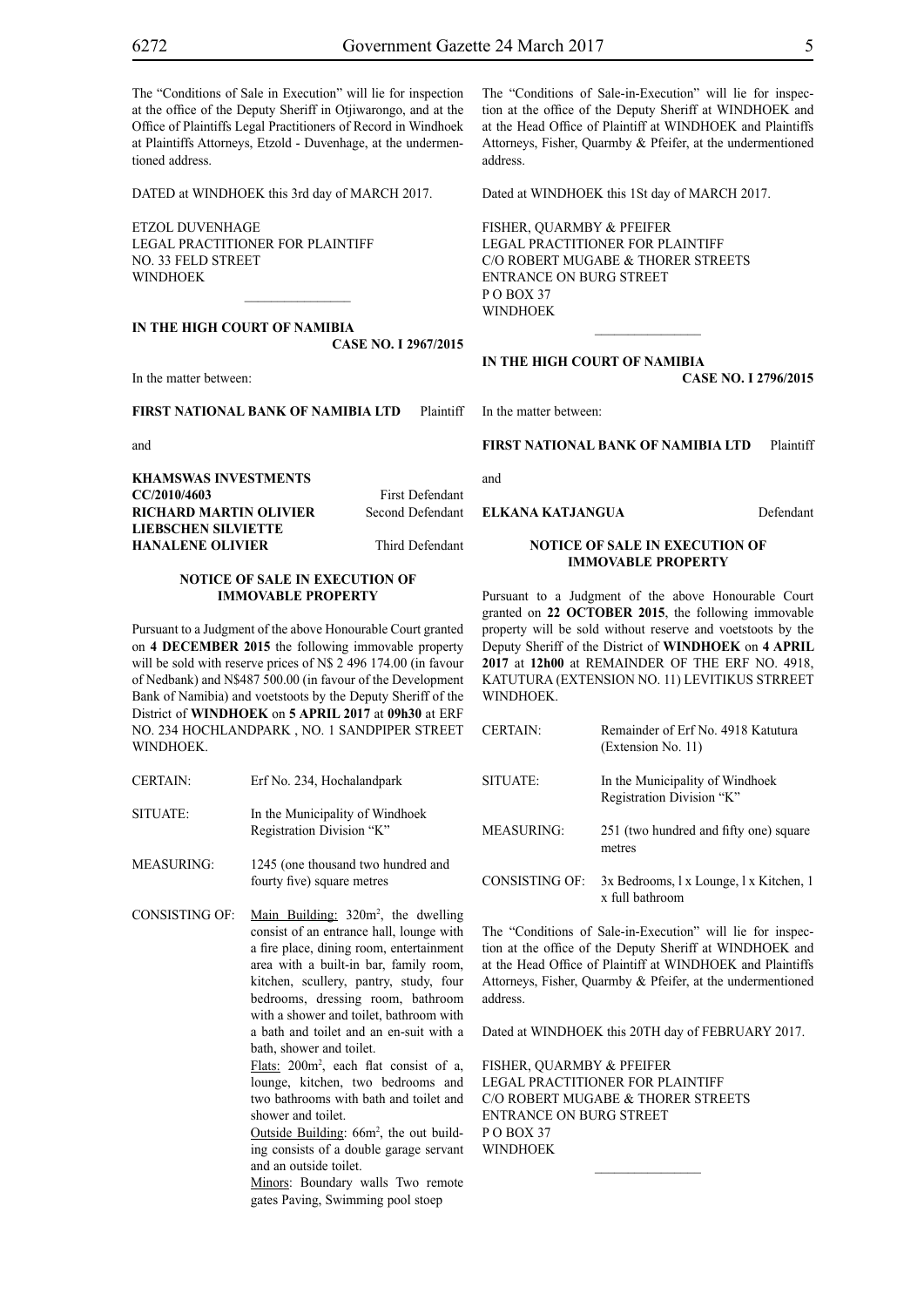The "Conditions of Sale in Execution" will lie for inspection at the office of the Deputy Sheriff in Otjiwarongo, and at the Office of Plaintiffs Legal Practitioners of Record in Windhoek at Plaintiffs Attorneys, Etzold - Duvenhage, at the undermentioned address.

DATED at WINDHOEK this 3rd day of MARCH 2017.

ETZOL DUVENHAGE
LEGAL PRACTITIONER FOR PLAINTIFF
NO. 33 FELD STREET
WINDHOEK

---

**IN THE HIGH COURT OF NAMIBIA**
**CASE NO. I 2967/2015**

In the matter between:

**FIRST NATIONAL BANK OF NAMIBIA LTD** Plaintiff

and

**KHAMSWAS INVESTMENTS CC/2010/4603** First Defendant
**RICHARD MARTIN OLIVIER** Second Defendant
**LIEBSCHEN SILVIETTE HANALENE OLIVIER** Third Defendant

**NOTICE OF SALE IN EXECUTION OF IMMOVABLE PROPERTY**

Pursuant to a Judgment of the above Honourable Court granted on **4 DECEMBER 2015** the following immovable property will be sold with reserve prices of N$ 2 496 174.00 (in favour of Nedbank) and N$487 500.00 (in favour of the Development Bank of Namibia) and voetstoots by the Deputy Sheriff of the District of **WINDHOEK** on **5 APRIL 2017** at **09h30** at ERF NO. 234 HOCHLANDPARK , NO. 1 SANDPIPER STREET WINDHOEK.

CERTAIN: Erf No. 234, Hochalandpark

SITUATE: In the Municipality of Windhoek Registration Division "K"

MEASURING: 1245 (one thousand two hundred and fourty five) square metres

CONSISTING OF: Main Building: 320m², the dwelling consist of an entrance hall, lounge with a fire place, dining room, entertainment area with a built-in bar, family room, kitchen, scullery, pantry, study, four bedrooms, dressing room, bathroom with a shower and toilet, bathroom with a bath and toilet and an en-suit with a bath, shower and toilet.
Flats: 200m², each flat consist of a, lounge, kitchen, two bedrooms and two bathrooms with bath and toilet and shower and toilet.
Outside Building: 66m², the out building consists of a double garage servant and an outside toilet.
Minors: Boundary walls Two remote gates Paving, Swimming pool stoep

The "Conditions of Sale-in-Execution" will lie for inspection at the office of the Deputy Sheriff at WINDHOEK and at the Head Office of Plaintiff at WINDHOEK and Plaintiffs Attorneys, Fisher, Quarmby & Pfeifer, at the undermentioned address.

Dated at WINDHOEK this 1St day of MARCH 2017.

FISHER, QUARMBY & PFEIFER
LEGAL PRACTITIONER FOR PLAINTIFF
C/O ROBERT MUGABE & THORER STREETS
ENTRANCE ON BURG STREET
P O BOX 37
WINDHOEK

---

**IN THE HIGH COURT OF NAMIBIA**
**CASE NO. I 2796/2015**

In the matter between:

**FIRST NATIONAL BANK OF NAMIBIA LTD** Plaintiff

and

**ELKANA KATJANGUA** Defendant

**NOTICE OF SALE IN EXECUTION OF IMMOVABLE PROPERTY**

Pursuant to a Judgment of the above Honourable Court granted on **22 OCTOBER 2015**, the following immovable property will be sold without reserve and voetstoots by the Deputy Sheriff of the District of **WINDHOEK** on **4 APRIL 2017** at **12h00** at REMAINDER OF THE ERF NO. 4918, KATUTURA (EXTENSION NO. 11) LEVITIKUS STRREET WINDHOEK.

CERTAIN: Remainder of Erf No. 4918 Katutura (Extension No. 11)

SITUATE: In the Municipality of Windhoek Registration Division "K"

MEASURING: 251 (two hundred and fifty one) square metres

CONSISTING OF: 3x Bedrooms, l x Lounge, l x Kitchen, 1 x full bathroom

The "Conditions of Sale-in-Execution" will lie for inspection at the office of the Deputy Sheriff at WINDHOEK and at the Head Office of Plaintiff at WINDHOEK and Plaintiffs Attorneys, Fisher, Quarmby & Pfeifer, at the undermentioned address.

Dated at WINDHOEK this 20TH day of FEBRUARY 2017.

FISHER, QUARMBY & PFEIFER
LEGAL PRACTITIONER FOR PLAINTIFF
C/O ROBERT MUGABE & THORER STREETS
ENTRANCE ON BURG STREET
P O BOX 37
WINDHOEK

---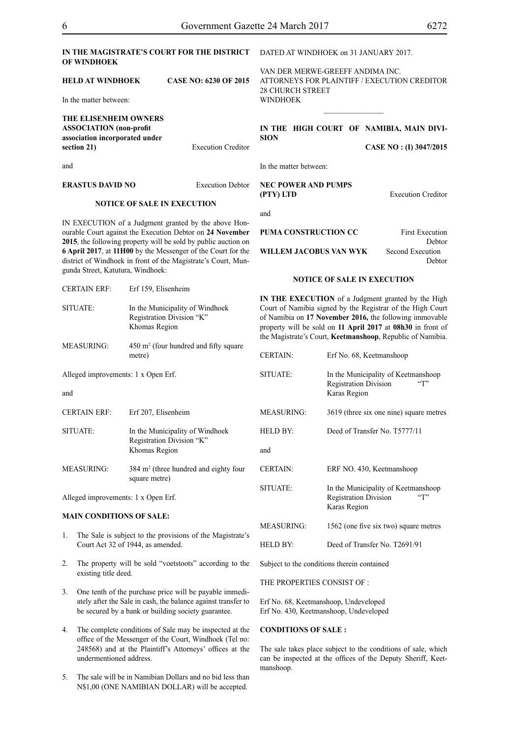**IN THE MAGISTRATE'S COURT FOR THE DISTRICT OF WINDHOEK**

**HELD AT WINDHOEK** **CASE NO: 6230 OF 2015**

In the matter between:

**THE ELISENHEIM OWNERS ASSOCIATION (non-profit association incorporated under section 21)** Execution Creditor

and

**ERASTUS DAVID NO** Execution Debtor

**NOTICE OF SALE IN EXECUTION**

IN EXECUTION of a Judgment granted by the above Honourable Court against the Execution Debtor on **24 November 2015**, the following property will be sold by public auction on **6 April 2017**, at **11H00** by the Messenger of the Court for the district of Windhoek in front of the Magistrate's Court, Mungunda Street, Katutura, Windhoek:

| | |
|---|---|
| CERTAIN ERF: | Erf 159, Elisenheim |
| SITUATE: | In the Municipality of Windhoek Registration Division "K" Khomas Region |
| MEASURING: | 450 m² (four hundred and fifty square metre) |

Alleged improvements: 1 x Open Erf.

and

| | |
|---|---|
| CERTAIN ERF: | Erf 207, Elisenheim |
| SITUATE: | In the Municipality of Windhoek Registration Division "K" Khomas Region |
| MEASURING: | 384 m² (three hundred and eighty four square metre) |

Alleged improvements: 1 x Open Erf.

**MAIN CONDITIONS OF SALE:**

1. The Sale is subject to the provisions of the Magistrate's Court Act 32 of 1944, as amended.
2. The property will be sold "voetstoots" according to the existing title deed.
3. One tenth of the purchase price will be payable immediately after the Sale in cash, the balance against transfer to be secured by a bank or building society guarantee.
4. The complete conditions of Sale may be inspected at the office of the Messenger of the Court, Windhoek (Tel no: 248568) and at the Plaintiff's Attorneys' offices at the undermentioned address.
5. The sale will be in Namibian Dollars and no bid less than N$1,00 (ONE NAMIBIAN DOLLAR) will be accepted.

DATED AT WINDHOEK on 31 JANUARY 2017.

VAN DER MERWE-GREEFF ANDIMA INC.
ATTORNEYS FOR PLAINTIFF / EXECUTION CREDITOR
28 CHURCH STREET
WINDHOEK

---

**IN THE HIGH COURT OF NAMIBIA, MAIN DIVISION**

**CASE NO : (I) 3047/2015**

In the matter between:

**NEC POWER AND PUMPS (PTY) LTD** Execution Creditor

and

**PUMA CONSTRUCTION CC** First Execution Debtor

**WILLEM JACOBUS VAN WYK** Second Execution Debtor

**NOTICE OF SALE IN EXECUTION**

**IN THE EXECUTION** of a Judgment granted by the High Court of Namibia signed by the Registrar of the High Court of Namibia on **17 November 2016,** the following immovable property will be sold on **11 April 2017** at **08h30** in front of the Magistrate's Court, **Keetmanshoop**, Republic of Namibia.

| | |
|---|---|
| CERTAIN: | Erf No. 68, Keetmanshoop |
| SITUATE: | In the Municipality of Keetmanshoop Registration Division "T" Karas Region |
| MEASURING: | 3619 (three six one nine) square metres |
| HELD BY: | Deed of Transfer No. T5777/11 |

and

| | |
|---|---|
| CERTAIN: | ERF NO. 430, Keetmanshoop |
| SITUATE: | In the Municipality of Keetmanshoop Registration Division "T" Karas Region |
| MEASURING: | 1562 (one five six two) square metres |
| HELD BY: | Deed of Transfer No. T2691/91 |

Subject to the conditions therein contained

THE PROPERTIES CONSIST OF :

Erf No. 68, Keetmanshoop, Undeveloped
Erf No. 430, Keetmanshoop, Undeveloped

**CONDITIONS OF SALE :**

The sale takes place subject to the conditions of sale, which can be inspected at the offices of the Deputy Sheriff, Keetmanshoop.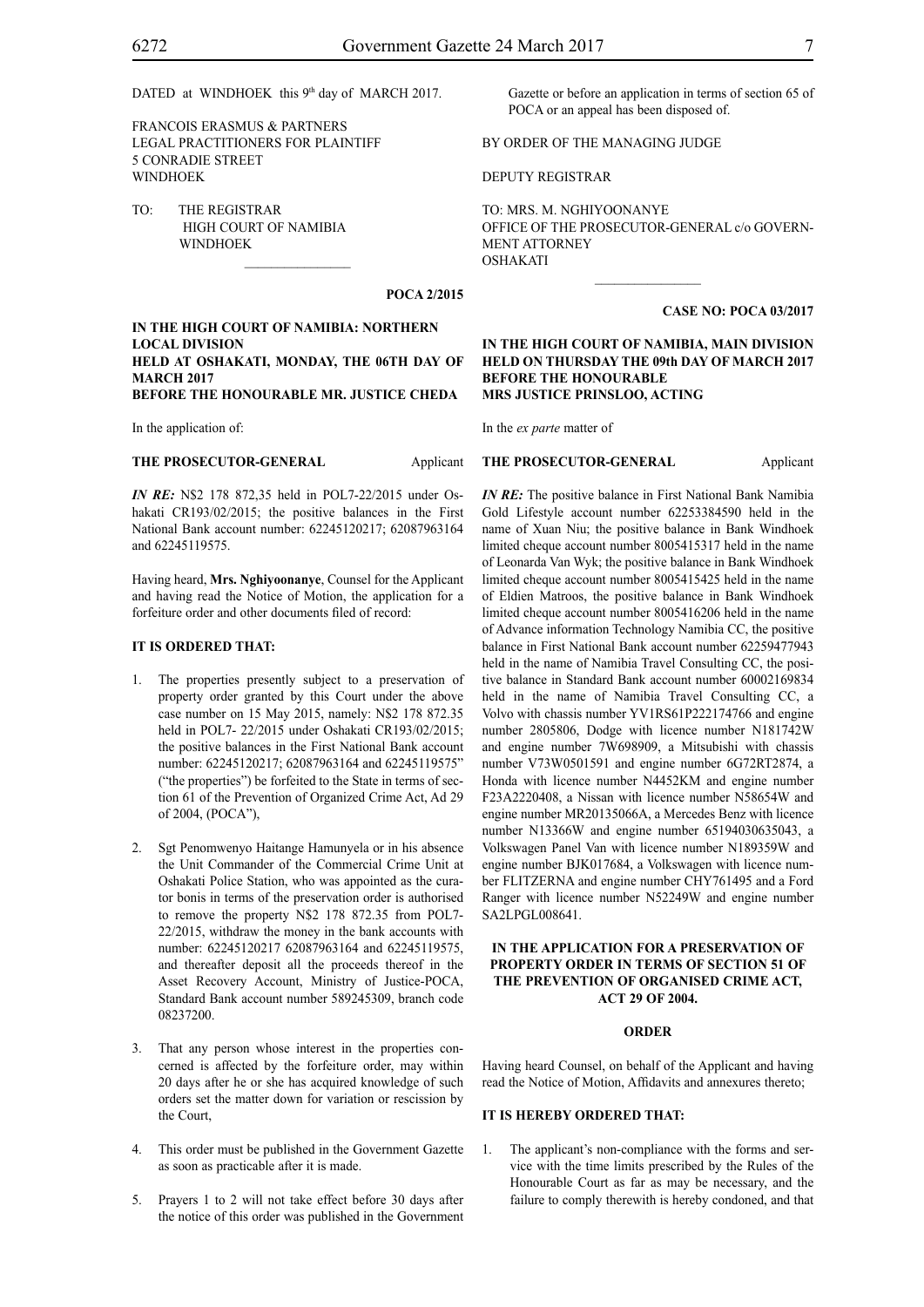DATED at WINDHOEK this 9th day of MARCH 2017.

FRANCOIS ERASMUS & PARTNERS
LEGAL PRACTITIONERS FOR PLAINTIFF
5 CONRADIE STREET
WINDHOEK

TO: THE REGISTRAR
HIGH COURT OF NAMIBIA
WINDHOEK

________________

**POCA 2/2015**

**IN THE HIGH COURT OF NAMIBIA: NORTHERN LOCAL DIVISION**
**HELD AT OSHAKATI, MONDAY, THE 06TH DAY OF MARCH 2017**
**BEFORE THE HONOURABLE MR. JUSTICE CHEDA**

In the application of:

**THE PROSECUTOR-GENERAL** Applicant

***IN RE:*** N$2 178 872,35 held in POL7-22/2015 under Oshakati CR193/02/2015; the positive balances in the First National Bank account number: 62245120217; 62087963164 and 62245119575.

Having heard, **Mrs. Nghiyoonanye**, Counsel for the Applicant and having read the Notice of Motion, the application for a forfeiture order and other documents filed of record:

**IT IS ORDERED THAT:**

1. The properties presently subject to a preservation of property order granted by this Court under the above case number on 15 May 2015, namely: N$2 178 872.35 held in POL7- 22/2015 under Oshakati CR193/02/2015; the positive balances in the First National Bank account number: 62245120217; 62087963164 and 62245119575" ("the properties") be forfeited to the State in terms of section 61 of the Prevention of Organized Crime Act, Ad 29 of 2004, (POCA"),

2. Sgt Penomwenyo Haitange Hamunyela or in his absence the Unit Commander of the Commercial Crime Unit at Oshakati Police Station, who was appointed as the curator bonis in terms of the preservation order is authorised to remove the property N$2 178 872.35 from POL7-22/2015, withdraw the money in the bank accounts with number: 62245120217 62087963164 and 62245119575, and thereafter deposit all the proceeds thereof in the Asset Recovery Account, Ministry of Justice-POCA, Standard Bank account number 589245309, branch code 08237200.

3. That any person whose interest in the properties concerned is affected by the forfeiture order, may within 20 days after he or she has acquired knowledge of such orders set the matter down for variation or rescission by the Court,

4. This order must be published in the Government Gazette as soon as practicable after it is made.

5. Prayers 1 to 2 will not take effect before 30 days after the notice of this order was published in the Government Gazette or before an application in terms of section 65 of POCA or an appeal has been disposed of.

BY ORDER OF THE MANAGING JUDGE

DEPUTY REGISTRAR

TO: MRS. M. NGHIYOONANYE
OFFICE OF THE PROSECUTOR-GENERAL c/o GOVERNMENT ATTORNEY
OSHAKATI

________________

**CASE NO: POCA 03/2017**

**IN THE HIGH COURT OF NAMIBIA, MAIN DIVISION**
**HELD ON THURSDAY THE 09th DAY OF MARCH 2017**
**BEFORE THE HONOURABLE**
**MRS JUSTICE PRINSLOO, ACTING**

In the *ex parte* matter of

**THE PROSECUTOR-GENERAL** Applicant

***IN RE:*** The positive balance in First National Bank Namibia Gold Lifestyle account number 62253384590 held in the name of Xuan Niu; the positive balance in Bank Windhoek limited cheque account number 8005415317 held in the name of Leonarda Van Wyk; the positive balance in Bank Windhoek limited cheque account number 8005415425 held in the name of Eldien Matroos, the positive balance in Bank Windhoek limited cheque account number 8005416206 held in the name of Advance information Technology Namibia CC, the positive balance in First National Bank account number 62259477943 held in the name of Namibia Travel Consulting CC, the positive balance in Standard Bank account number 60002169834 held in the name of Namibia Travel Consulting CC, a Volvo with chassis number YV1RS61P222174766 and engine number 2805806, Dodge with licence number N181742W and engine number 7W698909, a Mitsubishi with chassis number V73W0501591 and engine number 6G72RT2874, a Honda with licence number N4452KM and engine number F23A2220408, a Nissan with licence number N58654W and engine number MR20135066A, a Mercedes Benz with licence number N13366W and engine number 65194030635043, a Volkswagen Panel Van with licence number N189359W and engine number BJK017684, a Volkswagen with licence number FLITZERNA and engine number CHY761495 and a Ford Ranger with licence number N52249W and engine number SA2LPGL008641.

**IN THE APPLICATION FOR A PRESERVATION OF PROPERTY ORDER IN TERMS OF SECTION 51 OF THE PREVENTION OF ORGANISED CRIME ACT, ACT 29 OF 2004.**

**ORDER**

Having heard Counsel, on behalf of the Applicant and having read the Notice of Motion, Affidavits and annexures thereto;

**IT IS HEREBY ORDERED THAT:**

1. The applicant's non-compliance with the forms and service with the time limits prescribed by the Rules of the Honourable Court as far as may be necessary, and the failure to comply therewith is hereby condoned, and that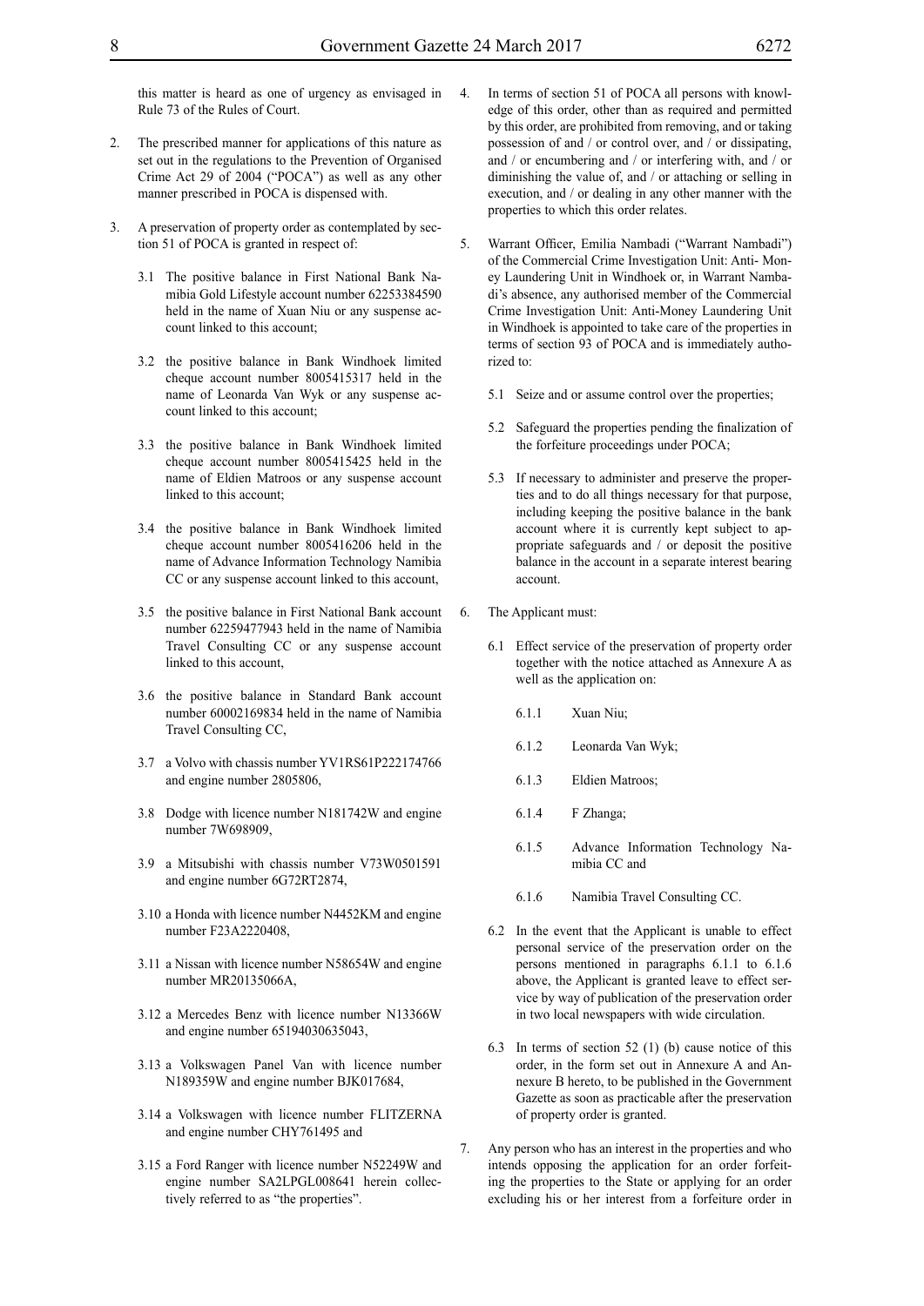this matter is heard as one of urgency as envisaged in Rule 73 of the Rules of Court.

2. The prescribed manner for applications of this nature as set out in the regulations to the Prevention of Organised Crime Act 29 of 2004 ("POCA") as well as any other manner prescribed in POCA is dispensed with.

3. A preservation of property order as contemplated by section 51 of POCA is granted in respect of:

   3.1 The positive balance in First National Bank Namibia Gold Lifestyle account number 62253384590 held in the name of Xuan Niu or any suspense account linked to this account;

   3.2 the positive balance in Bank Windhoek limited cheque account number 8005415317 held in the name of Leonarda Van Wyk or any suspense account linked to this account;

   3.3 the positive balance in Bank Windhoek limited cheque account number 8005415425 held in the name of Eldien Matroos or any suspense account linked to this account;

   3.4 the positive balance in Bank Windhoek limited cheque account number 8005416206 held in the name of Advance Information Technology Namibia CC or any suspense account linked to this account,

   3.5 the positive balance in First National Bank account number 62259477943 held in the name of Namibia Travel Consulting CC or any suspense account linked to this account,

   3.6 the positive balance in Standard Bank account number 60002169834 held in the name of Namibia Travel Consulting CC,

   3.7 a Volvo with chassis number YV1RS61P222174766 and engine number 2805806,

   3.8 Dodge with licence number N181742W and engine number 7W698909,

   3.9 a Mitsubishi with chassis number V73W0501591 and engine number 6G72RT2874,

   3.10 a Honda with licence number N4452KM and engine number F23A2220408,

   3.11 a Nissan with licence number N58654W and engine number MR20135066A,

   3.12 a Mercedes Benz with licence number N13366W and engine number 65194030635043,

   3.13 a Volkswagen Panel Van with licence number N189359W and engine number BJK017684,

   3.14 a Volkswagen with licence number FLITZERNA and engine number CHY761495 and

   3.15 a Ford Ranger with licence number N52249W and engine number SA2LPGL008641 herein collectively referred to as "the properties".

4. In terms of section 51 of POCA all persons with knowledge of this order, other than as required and permitted by this order, are prohibited from removing, and or taking possession of and / or control over, and / or dissipating, and / or encumbering and / or interfering with, and / or diminishing the value of, and / or attaching or selling in execution, and / or dealing in any other manner with the properties to which this order relates.

5. Warrant Officer, Emilia Nambadi ("Warrant Nambadi") of the Commercial Crime Investigation Unit: Anti- Money Laundering Unit in Windhoek or, in Warrant Nambadi's absence, any authorised member of the Commercial Crime Investigation Unit: Anti-Money Laundering Unit in Windhoek is appointed to take care of the properties in terms of section 93 of POCA and is immediately authorized to:

   5.1 Seize and or assume control over the properties;

   5.2 Safeguard the properties pending the finalization of the forfeiture proceedings under POCA;

   5.3 If necessary to administer and preserve the properties and to do all things necessary for that purpose, including keeping the positive balance in the bank account where it is currently kept subject to appropriate safeguards and / or deposit the positive balance in the account in a separate interest bearing account.

6. The Applicant must:

   6.1 Effect service of the preservation of property order together with the notice attached as Annexure A as well as the application on:

      6.1.1 Xuan Niu;

      6.1.2 Leonarda Van Wyk;

      6.1.3 Eldien Matroos;

      6.1.4 F Zhanga;

      6.1.5 Advance Information Technology Namibia CC and

      6.1.6 Namibia Travel Consulting CC.

   6.2 In the event that the Applicant is unable to effect personal service of the preservation order on the persons mentioned in paragraphs 6.1.1 to 6.1.6 above, the Applicant is granted leave to effect service by way of publication of the preservation order in two local newspapers with wide circulation.

   6.3 In terms of section 52 (1) (b) cause notice of this order, in the form set out in Annexure A and Annexure B hereto, to be published in the Government Gazette as soon as practicable after the preservation of property order is granted.

7. Any person who has an interest in the properties and who intends opposing the application for an order forfeiting the properties to the State or applying for an order excluding his or her interest from a forfeiture order in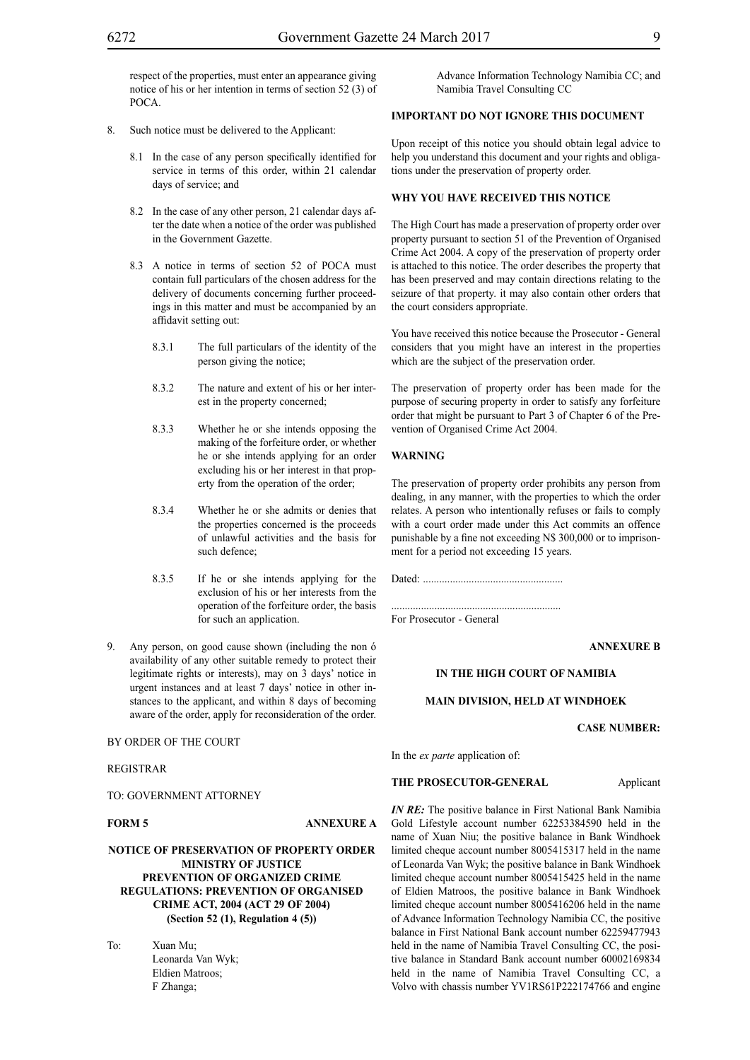respect of the properties, must enter an appearance giving notice of his or her intention in terms of section 52 (3) of POCA.

8. Such notice must be delivered to the Applicant:

   8.1 In the case of any person specifically identified for service in terms of this order, within 21 calendar days of service; and

   8.2 In the case of any other person, 21 calendar days after the date when a notice of the order was published in the Government Gazette.

   8.3 A notice in terms of section 52 of POCA must contain full particulars of the chosen address for the delivery of documents concerning further proceedings in this matter and must be accompanied by an affidavit setting out:

      8.3.1 The full particulars of the identity of the person giving the notice;

      8.3.2 The nature and extent of his or her interest in the property concerned;

      8.3.3 Whether he or she intends opposing the making of the forfeiture order, or whether he or she intends applying for an order excluding his or her interest in that property from the operation of the order;

      8.3.4 Whether he or she admits or denies that the properties concerned is the proceeds of unlawful activities and the basis for such defence;

      8.3.5 If he or she intends applying for the exclusion of his or her interests from the operation of the forfeiture order, the basis for such an application.

9. Any person, on good cause shown (including the non ó availability of any other suitable remedy to protect their legitimate rights or interests), may on 3 days' notice in urgent instances and at least 7 days' notice in other instances to the applicant, and within 8 days of becoming aware of the order, apply for reconsideration of the order.

BY ORDER OF THE COURT

REGISTRAR

TO: GOVERNMENT ATTORNEY

**FORM 5** **ANNEXURE A**

**NOTICE OF PRESERVATION OF PROPERTY ORDER**
**MINISTRY OF JUSTICE**
**PREVENTION OF ORGANIZED CRIME**
**REGULATIONS: PREVENTION OF ORGANISED CRIME ACT, 2004 (ACT 29 OF 2004)**
**(Section 52 (1), Regulation 4 (5))**

To: Xuan Mu;
Leonarda Van Wyk;
Eldien Matroos;
F Zhanga;
Advance Information Technology Namibia CC; and
Namibia Travel Consulting CC

**IMPORTANT DO NOT IGNORE THIS DOCUMENT**

Upon receipt of this notice you should obtain legal advice to help you understand this document and your rights and obligations under the preservation of property order.

**WHY YOU HAVE RECEIVED THIS NOTICE**

The High Court has made a preservation of property order over property pursuant to section 51 of the Prevention of Organised Crime Act 2004. A copy of the preservation of property order is attached to this notice. The order describes the property that has been preserved and may contain directions relating to the seizure of that property. it may also contain other orders that the court considers appropriate.

You have received this notice because the Prosecutor - General considers that you might have an interest in the properties which are the subject of the preservation order.

The preservation of property order has been made for the purpose of securing property in order to satisfy any forfeiture order that might be pursuant to Part 3 of Chapter 6 of the Prevention of Organised Crime Act 2004.

**WARNING**

The preservation of property order prohibits any person from dealing, in any manner, with the properties to which the order relates. A person who intentionally refuses or fails to comply with a court order made under this Act commits an offence punishable by a fine not exceeding N$ 300,000 or to imprisonment for a period not exceeding 15 years.

Dated: ....................................................

..............................................................
For Prosecutor - General

**ANNEXURE B**

**IN THE HIGH COURT OF NAMIBIA**

**MAIN DIVISION, HELD AT WINDHOEK**

**CASE NUMBER:**

In the *ex parte* application of:

**THE PROSECUTOR-GENERAL** Applicant

***IN RE:*** The positive balance in First National Bank Namibia Gold Lifestyle account number 62253384590 held in the name of Xuan Niu; the positive balance in Bank Windhoek limited cheque account number 8005415317 held in the name of Leonarda Van Wyk; the positive balance in Bank Windhoek limited cheque account number 8005415425 held in the name of Eldien Matroos, the positive balance in Bank Windhoek limited cheque account number 8005416206 held in the name of Advance Information Technology Namibia CC, the positive balance in First National Bank account number 62259477943 held in the name of Namibia Travel Consulting CC, the positive balance in Standard Bank account number 60002169834 held in the name of Namibia Travel Consulting CC, a Volvo with chassis number YV1RS61P222174766 and engine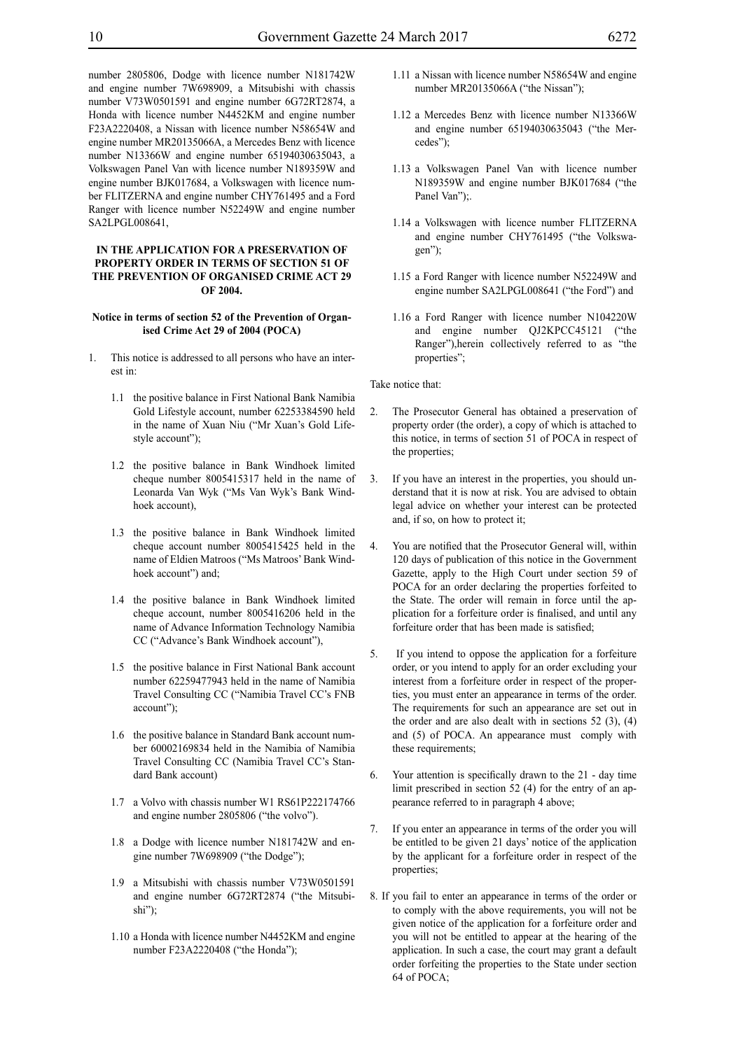number 2805806, Dodge with licence number N181742W and engine number 7W698909, a Mitsubishi with chassis number V73W0501591 and engine number 6G72RT2874, a Honda with licence number N4452KM and engine number F23A2220408, a Nissan with licence number N58654W and engine number MR20135066A, a Mercedes Benz with licence number N13366W and engine number 65194030635043, a Volkswagen Panel Van with licence number N189359W and engine number BJK017684, a Volkswagen with licence number FLITZERNA and engine number CHY761495 and a Ford Ranger with licence number N52249W and engine number SA2LPGL008641,

**IN THE APPLICATION FOR A PRESERVATION OF PROPERTY ORDER IN TERMS OF SECTION 51 OF THE PREVENTION OF ORGANISED CRIME ACT 29 OF 2004.**

**Notice in terms of section 52 of the Prevention of Organised Crime Act 29 of 2004 (POCA)**

1. This notice is addressed to all persons who have an interest in:

   1.1 the positive balance in First National Bank Namibia Gold Lifestyle account, number 62253384590 held in the name of Xuan Niu ("Mr Xuan's Gold Lifestyle account");

   1.2 the positive balance in Bank Windhoek limited cheque number 8005415317 held in the name of Leonarda Van Wyk ("Ms Van Wyk's Bank Windhoek account),

   1.3 the positive balance in Bank Windhoek limited cheque account number 8005415425 held in the name of Eldien Matroos ("Ms Matroos' Bank Windhoek account") and;

   1.4 the positive balance in Bank Windhoek limited cheque account, number 8005416206 held in the name of Advance Information Technology Namibia CC ("Advance's Bank Windhoek account"),

   1.5 the positive balance in First National Bank account number 62259477943 held in the name of Namibia Travel Consulting CC ("Namibia Travel CC's FNB account");

   1.6 the positive balance in Standard Bank account number 60002169834 held in the Namibia of Namibia Travel Consulting CC (Namibia Travel CC's Standard Bank account)

   1.7 a Volvo with chassis number W1 RS61P222174766 and engine number 2805806 ("the volvo").

   1.8 a Dodge with licence number N181742W and engine number 7W698909 ("the Dodge");

   1.9 a Mitsubishi with chassis number V73W0501591 and engine number 6G72RT2874 ("the Mitsubishi");

   1.10 a Honda with licence number N4452KM and engine number F23A2220408 ("the Honda");

   1.11 a Nissan with licence number N58654W and engine number MR20135066A ("the Nissan");

   1.12 a Mercedes Benz with licence number N13366W and engine number 65194030635043 ("the Mercedes");

   1.13 a Volkswagen Panel Van with licence number N189359W and engine number BJK017684 ("the Panel Van");.

   1.14 a Volkswagen with licence number FLITZERNA and engine number CHY761495 ("the Volkswagen");

   1.15 a Ford Ranger with licence number N52249W and engine number SA2LPGL008641 ("the Ford") and

   1.16 a Ford Ranger with licence number N104220W and engine number QJ2KPCC45121 ("the Ranger"),herein collectively referred to as "the properties";

Take notice that:

2. The Prosecutor General has obtained a preservation of property order (the order), a copy of which is attached to this notice, in terms of section 51 of POCA in respect of the properties;

3. If you have an interest in the properties, you should understand that it is now at risk. You are advised to obtain legal advice on whether your interest can be protected and, if so, on how to protect it;

4. You are notified that the Prosecutor General will, within 120 days of publication of this notice in the Government Gazette, apply to the High Court under section 59 of POCA for an order declaring the properties forfeited to the State. The order will remain in force until the application for a forfeiture order is finalised, and until any forfeiture order that has been made is satisfied;

5. If you intend to oppose the application for a forfeiture order, or you intend to apply for an order excluding your interest from a forfeiture order in respect of the properties, you must enter an appearance in terms of the order. The requirements for such an appearance are set out in the order and are also dealt with in sections 52 (3), (4) and (5) of POCA. An appearance must comply with these requirements;

6. Your attention is specifically drawn to the 21 - day time limit prescribed in section 52 (4) for the entry of an appearance referred to in paragraph 4 above;

7. If you enter an appearance in terms of the order you will be entitled to be given 21 days' notice of the application by the applicant for a forfeiture order in respect of the properties;

8. If you fail to enter an appearance in terms of the order or to comply with the above requirements, you will not be given notice of the application for a forfeiture order and you will not be entitled to appear at the hearing of the application. In such a case, the court may grant a default order forfeiting the properties to the State under section 64 of POCA;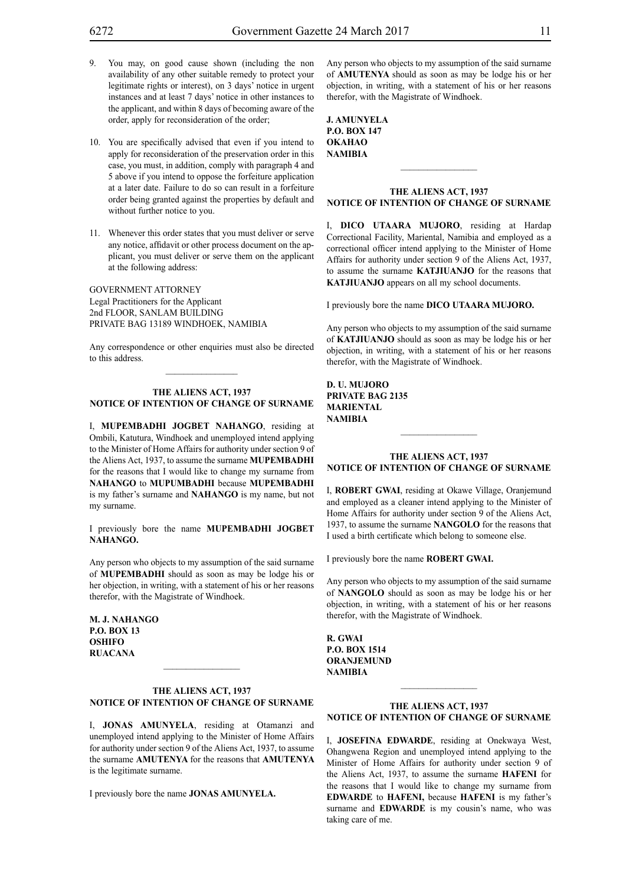9. You may, on good cause shown (including the non availability of any other suitable remedy to protect your legitimate rights or interest), on 3 days' notice in urgent instances and at least 7 days' notice in other instances to the applicant, and within 8 days of becoming aware of the order, apply for reconsideration of the order;

10. You are specifically advised that even if you intend to apply for reconsideration of the preservation order in this case, you must, in addition, comply with paragraph 4 and 5 above if you intend to oppose the forfeiture application at a later date. Failure to do so can result in a forfeiture order being granted against the properties by default and without further notice to you.

11. Whenever this order states that you must deliver or serve any notice, affidavit or other process document on the applicant, you must deliver or serve them on the applicant at the following address:

GOVERNMENT ATTORNEY
Legal Practitioners for the Applicant
2nd FLOOR, SANLAM BUILDING
PRIVATE BAG 13189 WINDHOEK, NAMIBIA

Any correspondence or other enquiries must also be directed to this address.

---

**THE ALIENS ACT, 1937**
**NOTICE OF INTENTION OF CHANGE OF SURNAME**

I, **MUPEMBADHI JOGBET NAHANGO**, residing at Ombili, Katutura, Windhoek and unemployed intend applying to the Minister of Home Affairs for authority under section 9 of the Aliens Act, 1937, to assume the surname **MUPEMBADHI** for the reasons that I would like to change my surname from **NAHANGO** to **MUPUMBADHI** because **MUPEMBADHI** is my father's surname and **NAHANGO** is my name, but not my surname.

I previously bore the name **MUPEMBADHI JOGBET NAHANGO.**

Any person who objects to my assumption of the said surname of **MUPEMBADHI** should as soon as may be lodge his or her objection, in writing, with a statement of his or her reasons therefor, with the Magistrate of Windhoek.

**M. J. NAHANGO**
**P.O. BOX 13**
**OSHIFO**
**RUACANA**

---

**THE ALIENS ACT, 1937**
**NOTICE OF INTENTION OF CHANGE OF SURNAME**

I, **JONAS AMUNYELA**, residing at Otamanzi and unemployed intend applying to the Minister of Home Affairs for authority under section 9 of the Aliens Act, 1937, to assume the surname **AMUTENYA** for the reasons that **AMUTENYA** is the legitimate surname.

I previously bore the name **JONAS AMUNYELA.**

Any person who objects to my assumption of the said surname of **AMUTENYA** should as soon as may be lodge his or her objection, in writing, with a statement of his or her reasons therefor, with the Magistrate of Windhoek.

**J. AMUNYELA**
**P.O. BOX 147**
**OKAHAO**
**NAMIBIA**

---

**THE ALIENS ACT, 1937**
**NOTICE OF INTENTION OF CHANGE OF SURNAME**

I, **DICO UTAARA MUJORO**, residing at Hardap Correctional Facility, Mariental, Namibia and employed as a correctional officer intend applying to the Minister of Home Affairs for authority under section 9 of the Aliens Act, 1937, to assume the surname **KATJIUANJO** for the reasons that **KATJIUANJO** appears on all my school documents.

I previously bore the name **DICO UTAARA MUJORO.**

Any person who objects to my assumption of the said surname of **KATJIUANJO** should as soon as may be lodge his or her objection, in writing, with a statement of his or her reasons therefor, with the Magistrate of Windhoek.

**D. U. MUJORO**
**PRIVATE BAG 2135**
**MARIENTAL**
**NAMIBIA**

---

**THE ALIENS ACT, 1937**
**NOTICE OF INTENTION OF CHANGE OF SURNAME**

I, **ROBERT GWAI**, residing at Okawe Village, Oranjemund and employed as a cleaner intend applying to the Minister of Home Affairs for authority under section 9 of the Aliens Act, 1937, to assume the surname **NANGOLO** for the reasons that I used a birth certificate which belong to someone else.

I previously bore the name **ROBERT GWAI.**

Any person who objects to my assumption of the said surname of **NANGOLO** should as soon as may be lodge his or her objection, in writing, with a statement of his or her reasons therefor, with the Magistrate of Windhoek.

**R. GWAI**
**P.O. BOX 1514**
**ORANJEMUND**
**NAMIBIA**

---

**THE ALIENS ACT, 1937**
**NOTICE OF INTENTION OF CHANGE OF SURNAME**

I, **JOSEFINA EDWARDE**, residing at Onekwaya West, Ohangwena Region and unemployed intend applying to the Minister of Home Affairs for authority under section 9 of the Aliens Act, 1937, to assume the surname **HAFENI** for the reasons that I would like to change my surname from **EDWARDE** to **HAFENI,** because **HAFENI** is my father's surname and **EDWARDE** is my cousin's name, who was taking care of me.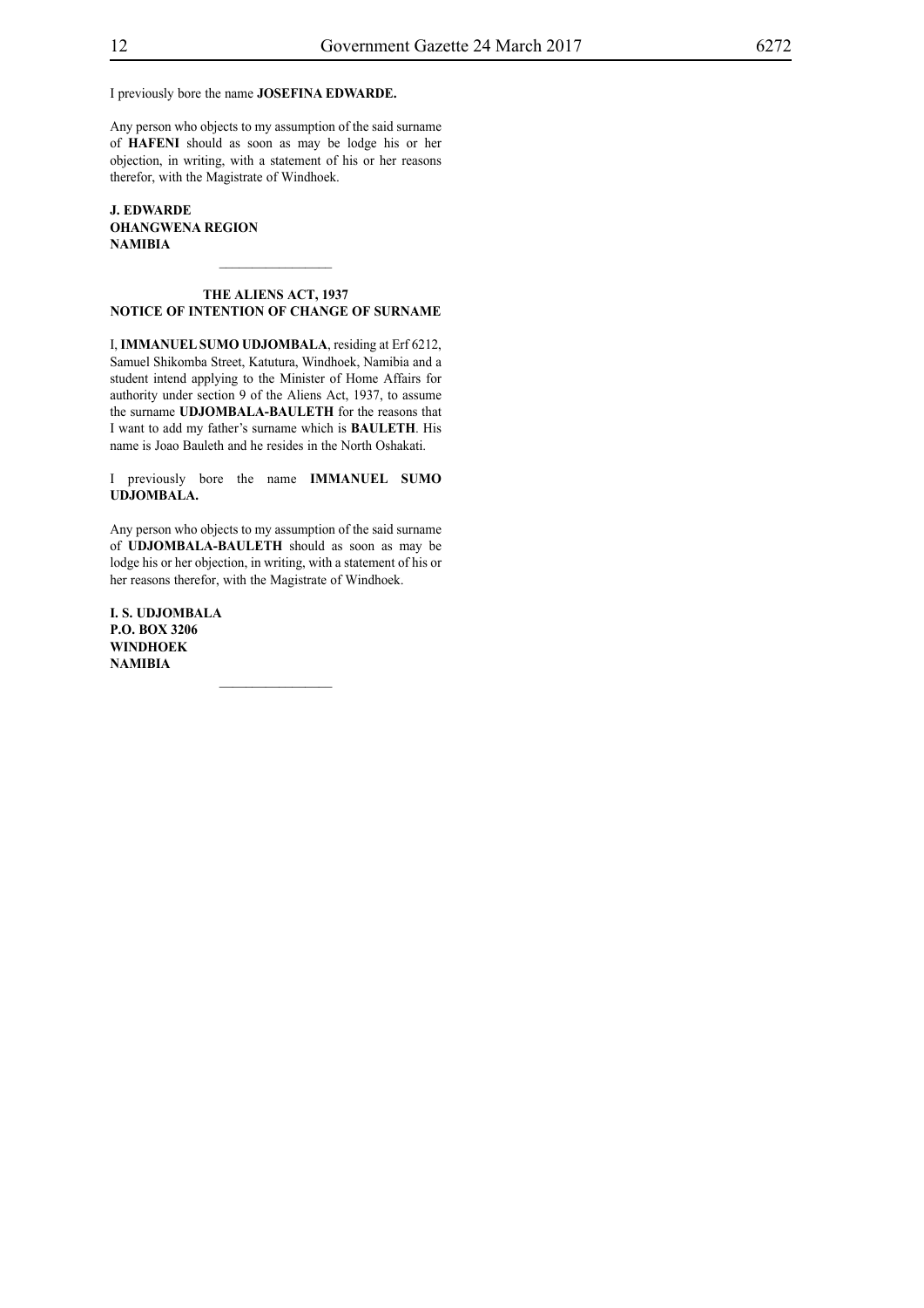I previously bore the name **JOSEFINA EDWARDE.**

Any person who objects to my assumption of the said surname of **HAFENI** should as soon as may be lodge his or her objection, in writing, with a statement of his or her reasons therefor, with the Magistrate of Windhoek.

**J. EDWARDE**
**OHANGWENA REGION**
**NAMIBIA**

---

**THE ALIENS ACT, 1937**
**NOTICE OF INTENTION OF CHANGE OF SURNAME**

I, **IMMANUEL SUMO UDJOMBALA**, residing at Erf 6212, Samuel Shikomba Street, Katutura, Windhoek, Namibia and a student intend applying to the Minister of Home Affairs for authority under section 9 of the Aliens Act, 1937, to assume the surname **UDJOMBALA-BAULETH** for the reasons that I want to add my father's surname which is **BAULETH**. His name is Joao Bauleth and he resides in the North Oshakati.

I previously bore the name **IMMANUEL SUMO UDJOMBALA.**

Any person who objects to my assumption of the said surname of **UDJOMBALA-BAULETH** should as soon as may be lodge his or her objection, in writing, with a statement of his or her reasons therefor, with the Magistrate of Windhoek.

**I. S. UDJOMBALA**
**P.O. BOX 3206**
**WINDHOEK**
**NAMIBIA**

---